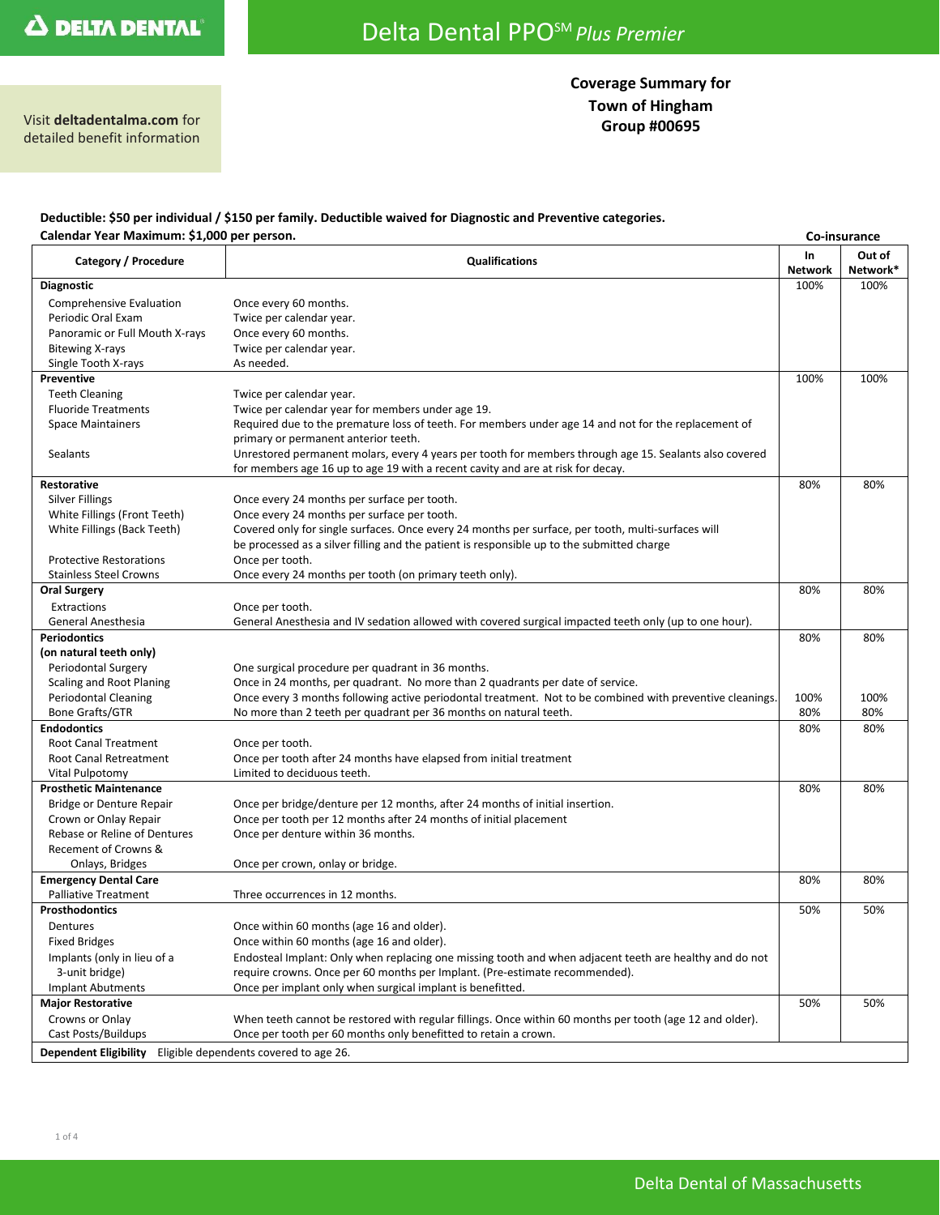# DELTA DENTAL — Delta Dental PPO℠ *Plus Premier*

Visit **deltadentalma.com** for detailed benefit information

**Coverage Summary for**
**Town of Hingham**
**Group #00695**

**Deductible: $50 per individual / $150 per family. Deductible waived for Diagnostic and Preventive categories.**
**Calendar Year Maximum: $1,000 per person.**

| Category / Procedure | Qualifications | Co-insurance In Network | Co-insurance Out of Network* |
|---|---|---|---|
| **Diagnostic** | | 100% | 100% |
| Comprehensive Evaluation | Once every 60 months. | | |
| Periodic Oral Exam | Twice per calendar year. | | |
| Panoramic or Full Mouth X-rays | Once every 60 months. | | |
| Bitewing X-rays | Twice per calendar year. | | |
| Single Tooth X-rays | As needed. | | |
| **Preventive** | | 100% | 100% |
| Teeth Cleaning | Twice per calendar year. | | |
| Fluoride Treatments | Twice per calendar year for members under age 19. | | |
| Space Maintainers | Required due to the premature loss of teeth. For members under age 14 and not for the replacement of primary or permanent anterior teeth. | | |
| Sealants | Unrestored permanent molars, every 4 years per tooth for members through age 15. Sealants also covered for members age 16 up to age 19 with a recent cavity and are at risk for decay. | | |
| **Restorative** | | 80% | 80% |
| Silver Fillings | Once every 24 months per surface per tooth. | | |
| White Fillings (Front Teeth) | Once every 24 months per surface per tooth. | | |
| White Fillings (Back Teeth) | Covered only for single surfaces. Once every 24 months per surface, per tooth, multi-surfaces will be processed as a silver filling and the patient is responsible up to the submitted charge | | |
| Protective Restorations | Once per tooth. | | |
| Stainless Steel Crowns | Once every 24 months per tooth (on primary teeth only). | | |
| **Oral Surgery** | | 80% | 80% |
| Extractions | Once per tooth. | | |
| General Anesthesia | General Anesthesia and IV sedation allowed with covered surgical impacted teeth only (up to one hour). | | |
| **Periodontics (on natural teeth only)** | | 80% | 80% |
| Periodontal Surgery | One surgical procedure per quadrant in 36 months. | | |
| Scaling and Root Planing | Once in 24 months, per quadrant. No more than 2 quadrants per date of service. | | |
| Periodontal Cleaning | Once every 3 months following active periodontal treatment. Not to be combined with preventive cleanings. | 100% | 100% |
| Bone Grafts/GTR | No more than 2 teeth per quadrant per 36 months on natural teeth. | 80% | 80% |
| **Endodontics** | | 80% | 80% |
| Root Canal Treatment | Once per tooth. | | |
| Root Canal Retreatment | Once per tooth after 24 months have elapsed from initial treatment | | |
| Vital Pulpotomy | Limited to deciduous teeth. | | |
| **Prosthetic Maintenance** | | 80% | 80% |
| Bridge or Denture Repair | Once per bridge/denture per 12 months, after 24 months of initial insertion. | | |
| Crown or Onlay Repair | Once per tooth per 12 months after 24 months of initial placement | | |
| Rebase or Reline of Dentures | Once per denture within 36 months. | | |
| Recement of Crowns & Onlays, Bridges | Once per crown, onlay or bridge. | | |
| **Emergency Dental Care** | | 80% | 80% |
| Palliative Treatment | Three occurrences in 12 months. | | |
| **Prosthodontics** | | 50% | 50% |
| Dentures | Once within 60 months (age 16 and older). | | |
| Fixed Bridges | Once within 60 months (age 16 and older). | | |
| Implants (only in lieu of a 3-unit bridge) | Endosteal Implant: Only when replacing one missing tooth and when adjacent teeth are healthy and do not require crowns. Once per 60 months per Implant. (Pre-estimate recommended). | | |
| Implant Abutments | Once per implant only when surgical implant is benefitted. | | |
| **Major Restorative** | | 50% | 50% |
| Crowns or Onlay | When teeth cannot be restored with regular fillings. Once within 60 months per tooth (age 12 and older). | | |
| Cast Posts/Buildups | Once per tooth per 60 months only benefitted to retain a crown. | | |

**Dependent Eligibility** Eligible dependents covered to age 26.

Delta Dental of Massachusetts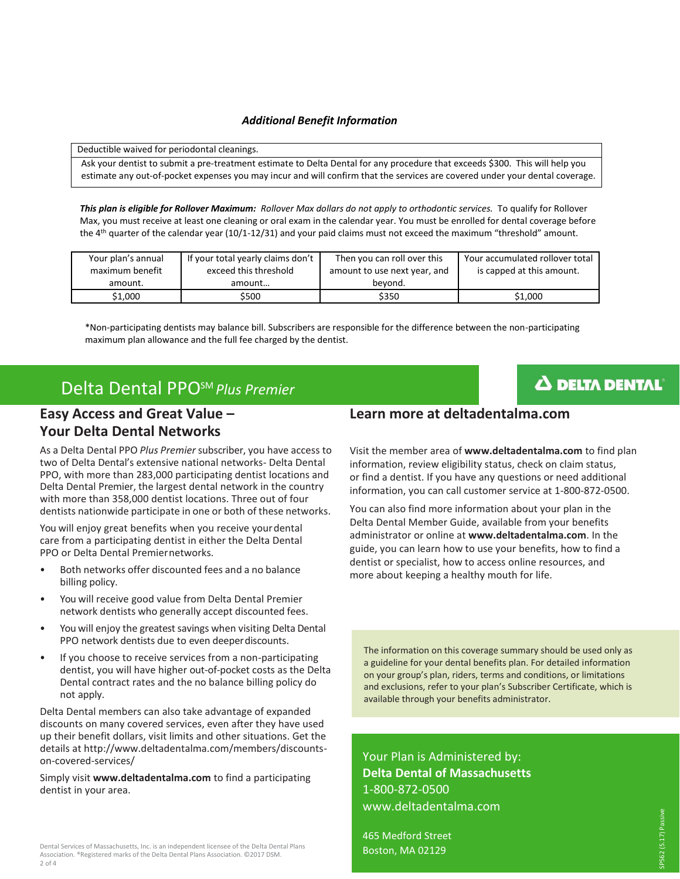### *Additional Benefit Information*

| |
|---|
| Deductible waived for periodontal cleanings. |
| Ask your dentist to submit a pre-treatment estimate to Delta Dental for any procedure that exceeds $300. This will help you estimate any out-of-pocket expenses you may incur and will confirm that the services are covered under your dental coverage. |

***This plan is eligible for Rollover Maximum:*** *Rollover Max dollars do not apply to orthodontic services.* To qualify for Rollover Max, you must receive at least one cleaning or oral exam in the calendar year. You must be enrolled for dental coverage before the 4th quarter of the calendar year (10/1-12/31) and your paid claims must not exceed the maximum "threshold" amount.

| Your plan's annual maximum benefit amount. | If your total yearly claims don't exceed this threshold amount… | Then you can roll over this amount to use next year, and beyond. | Your accumulated rollover total is capped at this amount. |
|---|---|---|---|
| $1,000 | $500 | $350 | $1,000 |

*Non-participating dentists may balance bill. Subscribers are responsible for the difference between the non-participating maximum plan allowance and the full fee charged by the dentist.

# Delta Dental PPO℠ *Plus Premier*

DELTA DENTAL®

## Easy Access and Great Value – Your Delta Dental Networks

As a Delta Dental PPO *Plus Premier* subscriber, you have access to two of Delta Dental's extensive national networks- Delta Dental PPO, with more than 283,000 participating dentist locations and Delta Dental Premier, the largest dental network in the country with more than 358,000 dentist locations. Three out of four dentists nationwide participate in one or both of these networks.

You will enjoy great benefits when you receive your dental care from a participating dentist in either the Delta Dental PPO or Delta Dental Premier networks.

- Both networks offer discounted fees and a no balance billing policy.
- You will receive good value from Delta Dental Premier network dentists who generally accept discounted fees.
- You will enjoy the greatest savings when visiting Delta Dental PPO network dentists due to even deeper discounts.
- If you choose to receive services from a non-participating dentist, you will have higher out-of-pocket costs as the Delta Dental contract rates and the no balance billing policy do not apply.

Delta Dental members can also take advantage of expanded discounts on many covered services, even after they have used up their benefit dollars, visit limits and other situations. Get the details at http://www.deltadentalma.com/members/discounts-on-covered-services/

Simply visit **www.deltadentalma.com** to find a participating dentist in your area.

## Learn more at deltadentalma.com

Visit the member area of **www.deltadentalma.com** to find plan information, review eligibility status, check on claim status, or find a dentist. If you have any questions or need additional information, you can call customer service at 1-800-872-0500.

You can also find more information about your plan in the Delta Dental Member Guide, available from your benefits administrator or online at **www.deltadentalma.com**. In the guide, you can learn how to use your benefits, how to find a dentist or specialist, how to access online resources, and more about keeping a healthy mouth for life.

The information on this coverage summary should be used only as a guideline for your dental benefits plan. For detailed information on your group's plan, riders, terms and conditions, or limitations and exclusions, refer to your plan's Subscriber Certificate, which is available through your benefits administrator.

Your Plan is Administered by:
**Delta Dental of Massachusetts**
1-800-872-0500
www.deltadentalma.com

465 Medford Street
Boston, MA 02129

Dental Services of Massachusetts, Inc. is an independent licensee of the Delta Dental Plans Association. ®Registered marks of the Delta Dental Plans Association. ©2017 DSM.

SP562 (5.17) Passive